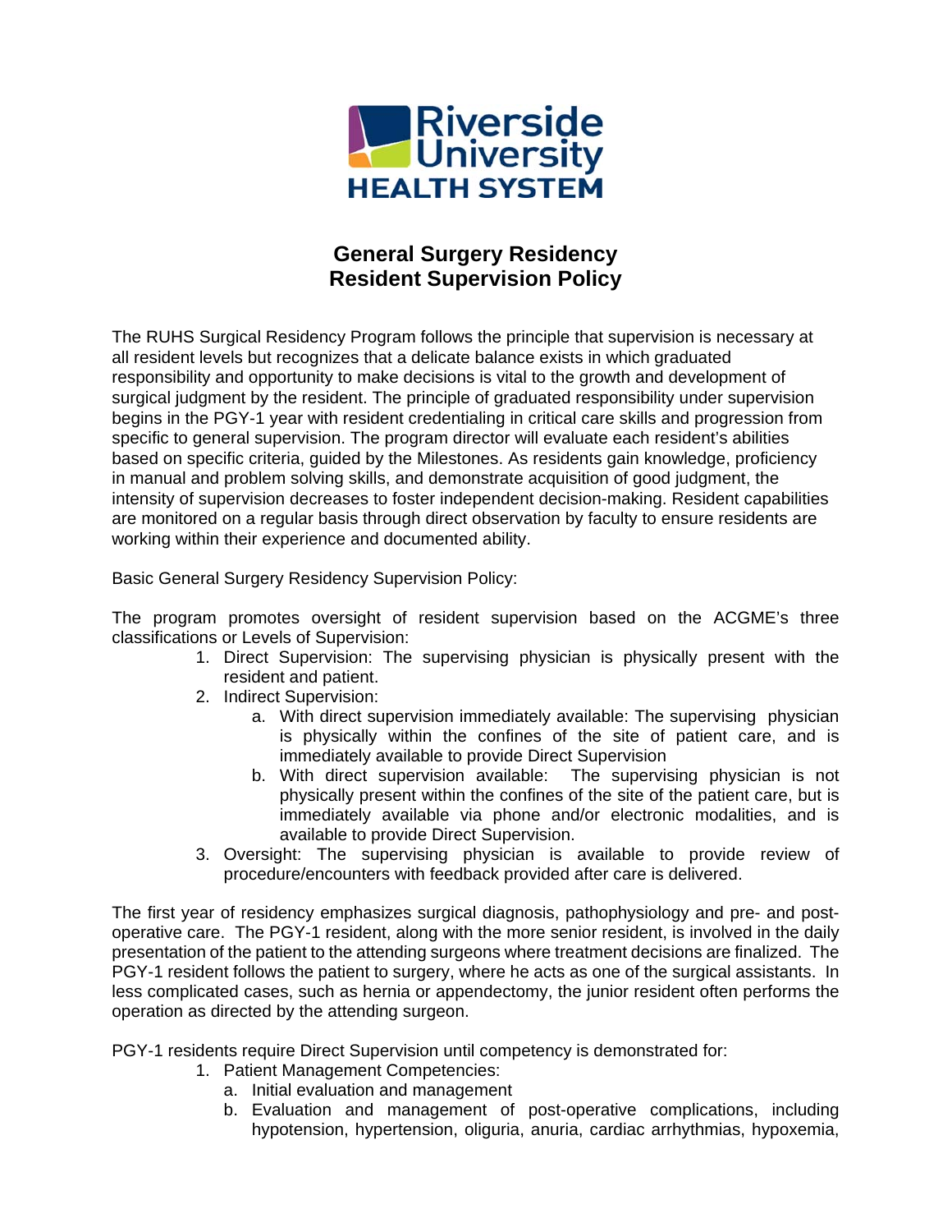Riverside University HEALTH SYSTEM

# General Surgery Residency
# Resident Supervision Policy

The RUHS Surgical Residency Program follows the principle that supervision is necessary at all resident levels but recognizes that a delicate balance exists in which graduated responsibility and opportunity to make decisions is vital to the growth and development of surgical judgment by the resident. The principle of graduated responsibility under supervision begins in the PGY-1 year with resident credentialing in critical care skills and progression from specific to general supervision. The program director will evaluate each resident's abilities based on specific criteria, guided by the Milestones. As residents gain knowledge, proficiency in manual and problem solving skills, and demonstrate acquisition of good judgment, the intensity of supervision decreases to foster independent decision-making. Resident capabilities are monitored on a regular basis through direct observation by faculty to ensure residents are working within their experience and documented ability.

Basic General Surgery Residency Supervision Policy:

The program promotes oversight of resident supervision based on the ACGME's three classifications or Levels of Supervision:

1. Direct Supervision: The supervising physician is physically present with the resident and patient.
2. Indirect Supervision:
   a. With direct supervision immediately available: The supervising physician is physically within the confines of the site of patient care, and is immediately available to provide Direct Supervision
   b. With direct supervision available: The supervising physician is not physically present within the confines of the site of the patient care, but is immediately available via phone and/or electronic modalities, and is available to provide Direct Supervision.
3. Oversight: The supervising physician is available to provide review of procedure/encounters with feedback provided after care is delivered.

The first year of residency emphasizes surgical diagnosis, pathophysiology and pre- and post-operative care. The PGY-1 resident, along with the more senior resident, is involved in the daily presentation of the patient to the attending surgeons where treatment decisions are finalized. The PGY-1 resident follows the patient to surgery, where he acts as one of the surgical assistants. In less complicated cases, such as hernia or appendectomy, the junior resident often performs the operation as directed by the attending surgeon.

PGY-1 residents require Direct Supervision until competency is demonstrated for:

1. Patient Management Competencies:
   a. Initial evaluation and management
   b. Evaluation and management of post-operative complications, including hypotension, hypertension, oliguria, anuria, cardiac arrhythmias, hypoxemia,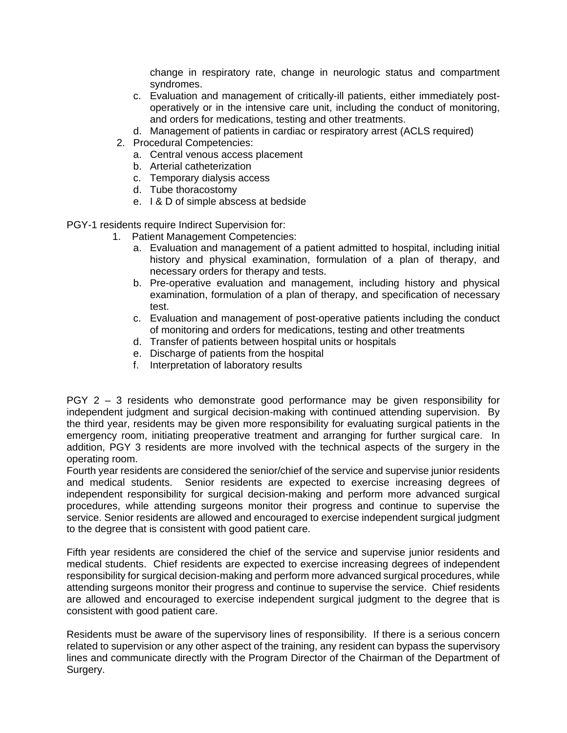change in respiratory rate, change in neurologic status and compartment syndromes.

   c. Evaluation and management of critically-ill patients, either immediately post-operatively or in the intensive care unit, including the conduct of monitoring, and orders for medications, testing and other treatments.
   d. Management of patients in cardiac or respiratory arrest (ACLS required)

2. Procedural Competencies:
   a. Central venous access placement
   b. Arterial catheterization
   c. Temporary dialysis access
   d. Tube thoracostomy
   e. I & D of simple abscess at bedside

PGY-1 residents require Indirect Supervision for:

1. Patient Management Competencies:
   a. Evaluation and management of a patient admitted to hospital, including initial history and physical examination, formulation of a plan of therapy, and necessary orders for therapy and tests.
   b. Pre-operative evaluation and management, including history and physical examination, formulation of a plan of therapy, and specification of necessary test.
   c. Evaluation and management of post-operative patients including the conduct of monitoring and orders for medications, testing and other treatments
   d. Transfer of patients between hospital units or hospitals
   e. Discharge of patients from the hospital
   f. Interpretation of laboratory results

PGY 2 – 3 residents who demonstrate good performance may be given responsibility for independent judgment and surgical decision-making with continued attending supervision. By the third year, residents may be given more responsibility for evaluating surgical patients in the emergency room, initiating preoperative treatment and arranging for further surgical care. In addition, PGY 3 residents are more involved with the technical aspects of the surgery in the operating room.

Fourth year residents are considered the senior/chief of the service and supervise junior residents and medical students. Senior residents are expected to exercise increasing degrees of independent responsibility for surgical decision-making and perform more advanced surgical procedures, while attending surgeons monitor their progress and continue to supervise the service. Senior residents are allowed and encouraged to exercise independent surgical judgment to the degree that is consistent with good patient care.

Fifth year residents are considered the chief of the service and supervise junior residents and medical students. Chief residents are expected to exercise increasing degrees of independent responsibility for surgical decision-making and perform more advanced surgical procedures, while attending surgeons monitor their progress and continue to supervise the service. Chief residents are allowed and encouraged to exercise independent surgical judgment to the degree that is consistent with good patient care.

Residents must be aware of the supervisory lines of responsibility. If there is a serious concern related to supervision or any other aspect of the training, any resident can bypass the supervisory lines and communicate directly with the Program Director of the Chairman of the Department of Surgery.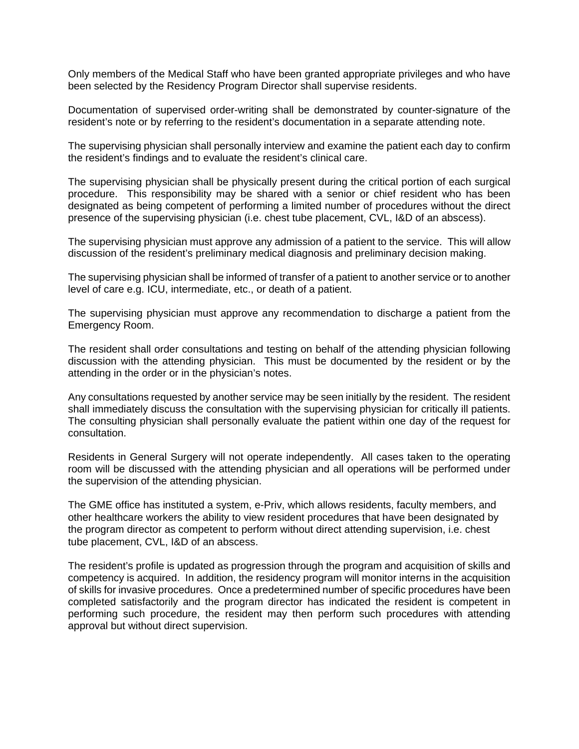Only members of the Medical Staff who have been granted appropriate privileges and who have been selected by the Residency Program Director shall supervise residents.

Documentation of supervised order-writing shall be demonstrated by counter-signature of the resident's note or by referring to the resident's documentation in a separate attending note.

The supervising physician shall personally interview and examine the patient each day to confirm the resident's findings and to evaluate the resident's clinical care.

The supervising physician shall be physically present during the critical portion of each surgical procedure. This responsibility may be shared with a senior or chief resident who has been designated as being competent of performing a limited number of procedures without the direct presence of the supervising physician (i.e. chest tube placement, CVL, I&D of an abscess).

The supervising physician must approve any admission of a patient to the service. This will allow discussion of the resident's preliminary medical diagnosis and preliminary decision making.

The supervising physician shall be informed of transfer of a patient to another service or to another level of care e.g. ICU, intermediate, etc., or death of a patient.

The supervising physician must approve any recommendation to discharge a patient from the Emergency Room.

The resident shall order consultations and testing on behalf of the attending physician following discussion with the attending physician. This must be documented by the resident or by the attending in the order or in the physician's notes.

Any consultations requested by another service may be seen initially by the resident. The resident shall immediately discuss the consultation with the supervising physician for critically ill patients. The consulting physician shall personally evaluate the patient within one day of the request for consultation.

Residents in General Surgery will not operate independently. All cases taken to the operating room will be discussed with the attending physician and all operations will be performed under the supervision of the attending physician.

The GME office has instituted a system, e-Priv, which allows residents, faculty members, and other healthcare workers the ability to view resident procedures that have been designated by the program director as competent to perform without direct attending supervision, i.e. chest tube placement, CVL, I&D of an abscess.

The resident's profile is updated as progression through the program and acquisition of skills and competency is acquired. In addition, the residency program will monitor interns in the acquisition of skills for invasive procedures. Once a predetermined number of specific procedures have been completed satisfactorily and the program director has indicated the resident is competent in performing such procedure, the resident may then perform such procedures with attending approval but without direct supervision.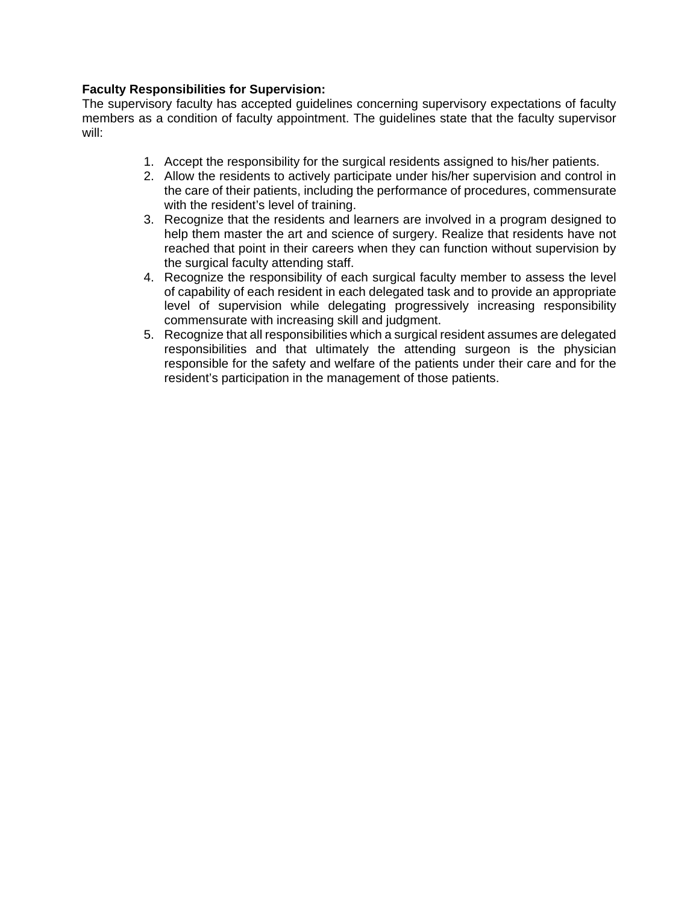**Faculty Responsibilities for Supervision:**

The supervisory faculty has accepted guidelines concerning supervisory expectations of faculty members as a condition of faculty appointment. The guidelines state that the faculty supervisor will:

1. Accept the responsibility for the surgical residents assigned to his/her patients.
2. Allow the residents to actively participate under his/her supervision and control in the care of their patients, including the performance of procedures, commensurate with the resident's level of training.
3. Recognize that the residents and learners are involved in a program designed to help them master the art and science of surgery. Realize that residents have not reached that point in their careers when they can function without supervision by the surgical faculty attending staff.
4. Recognize the responsibility of each surgical faculty member to assess the level of capability of each resident in each delegated task and to provide an appropriate level of supervision while delegating progressively increasing responsibility commensurate with increasing skill and judgment.
5. Recognize that all responsibilities which a surgical resident assumes are delegated responsibilities and that ultimately the attending surgeon is the physician responsible for the safety and welfare of the patients under their care and for the resident's participation in the management of those patients.